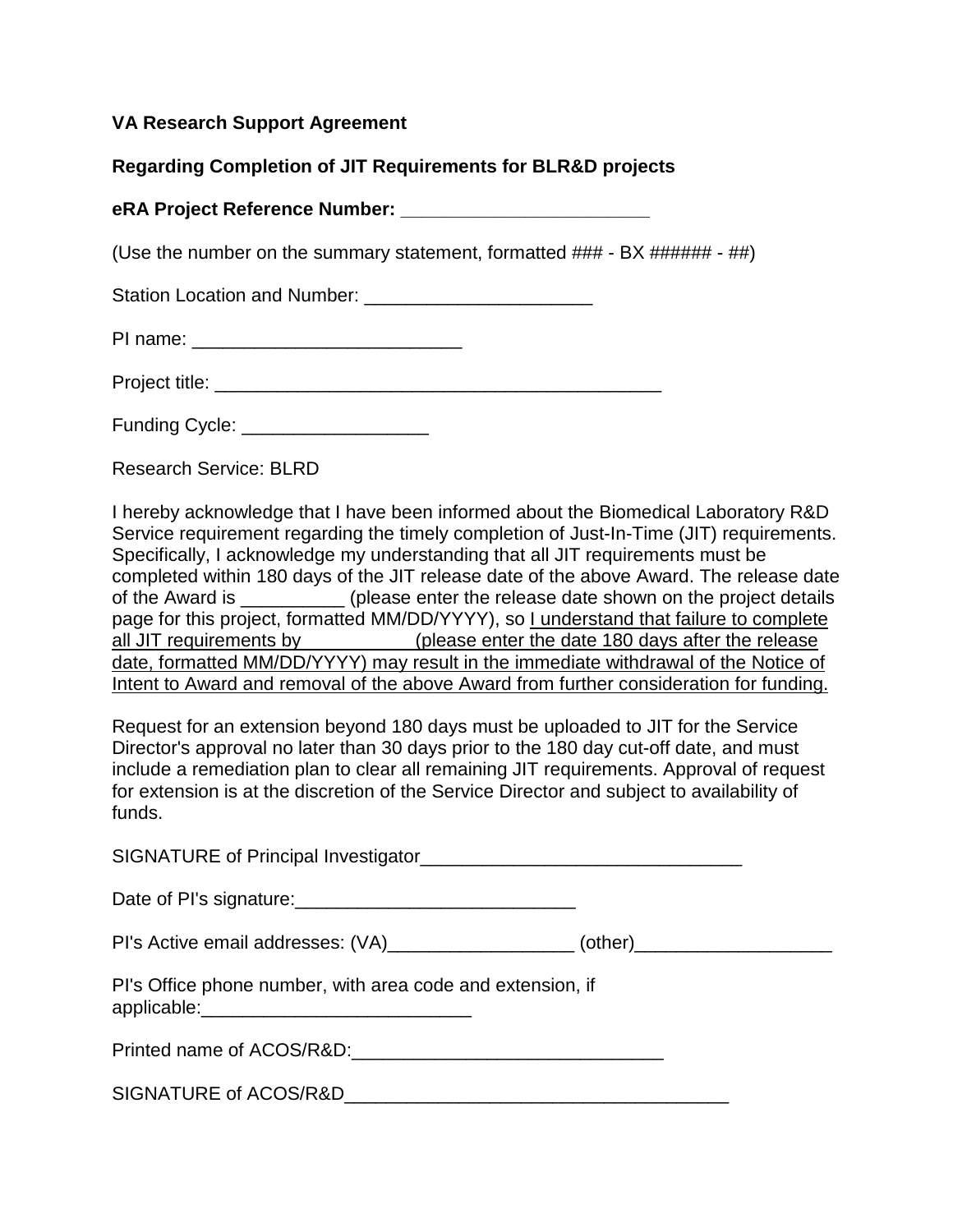**VA Research Support Agreement**

**Regarding Completion of JIT Requirements for BLR&D projects**

**eRA Project Reference Number: _______________________**

(Use the number on the summary statement, formatted ### - BX ###### - ##)

Station Location and Number: ______________________

PI name: __________________________

Project title: ____________________________________________

Funding Cycle: __________________

Research Service: BLRD

I hereby acknowledge that I have been informed about the Biomedical Laboratory R&D Service requirement regarding the timely completion of Just-In-Time (JIT) requirements. Specifically, I acknowledge my understanding that all JIT requirements must be completed within 180 days of the JIT release date of the above Award. The release date of the Award is __________ (please enter the release date shown on the project details page for this project, formatted MM/DD/YYYY), so <u>I understand that failure to complete all JIT requirements by ___________ (please enter the date 180 days after the release date, formatted MM/DD/YYYY) may result in the immediate withdrawal of the Notice of Intent to Award and removal of the above Award from further consideration for funding.</u>

Request for an extension beyond 180 days must be uploaded to JIT for the Service Director's approval no later than 30 days prior to the 180 day cut-off date, and must include a remediation plan to clear all remaining JIT requirements. Approval of request for extension is at the discretion of the Service Director and subject to availability of funds.

SIGNATURE of Principal Investigator_______________________________

Date of PI's signature:___________________________

PI's Active email addresses: (VA)__________________ (other)___________________

PI's Office phone number, with area code and extension, if applicable:__________________________

Printed name of ACOS/R&D:______________________________

SIGNATURE of ACOS/R&D_____________________________________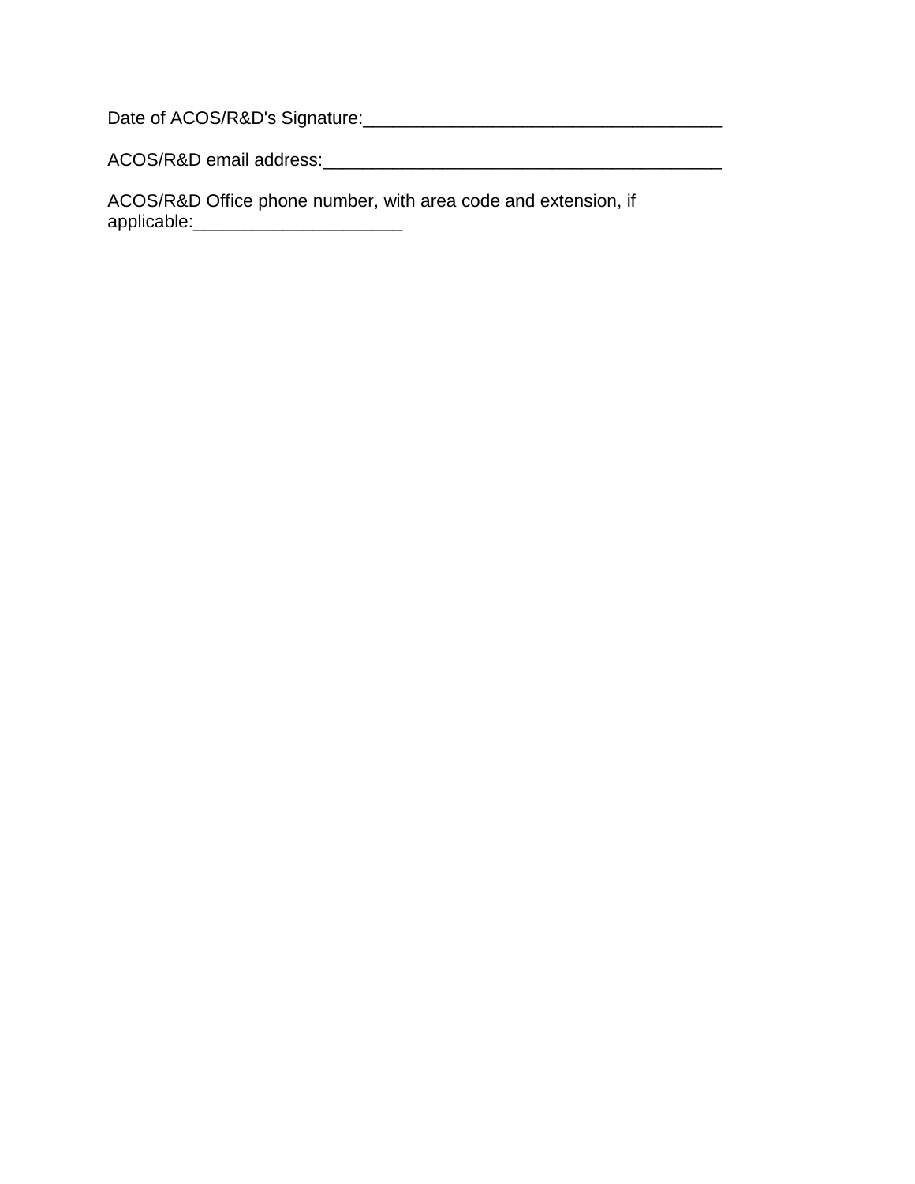Date of ACOS/R&D's Signature:_____________________________________

ACOS/R&D email address:_________________________________________

ACOS/R&D Office phone number, with area code and extension, if applicable:_____________________